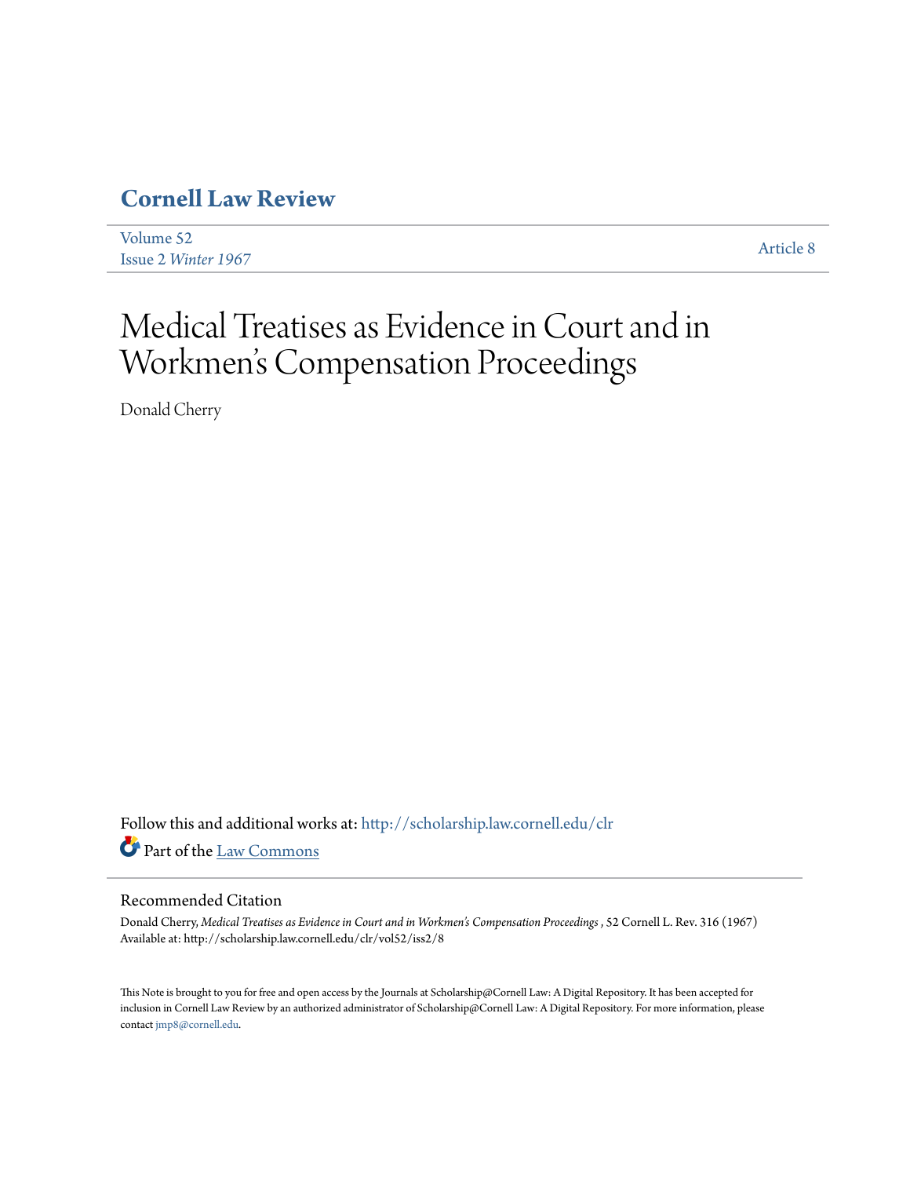# Cornell Law Review

Volume 52
Issue 2 *Winter 1967*

Article 8

# Medical Treatises as Evidence in Court and in Workmen's Compensation Proceedings

Donald Cherry

Follow this and additional works at: http://scholarship.law.cornell.edu/clr

Part of the Law Commons

## Recommended Citation

Donald Cherry, *Medical Treatises as Evidence in Court and in Workmen's Compensation Proceedings* , 52 Cornell L. Rev. 316 (1967)
Available at: http://scholarship.law.cornell.edu/clr/vol52/iss2/8

This Note is brought to you for free and open access by the Journals at Scholarship@Cornell Law: A Digital Repository. It has been accepted for inclusion in Cornell Law Review by an authorized administrator of Scholarship@Cornell Law: A Digital Repository. For more information, please contact jmp8@cornell.edu.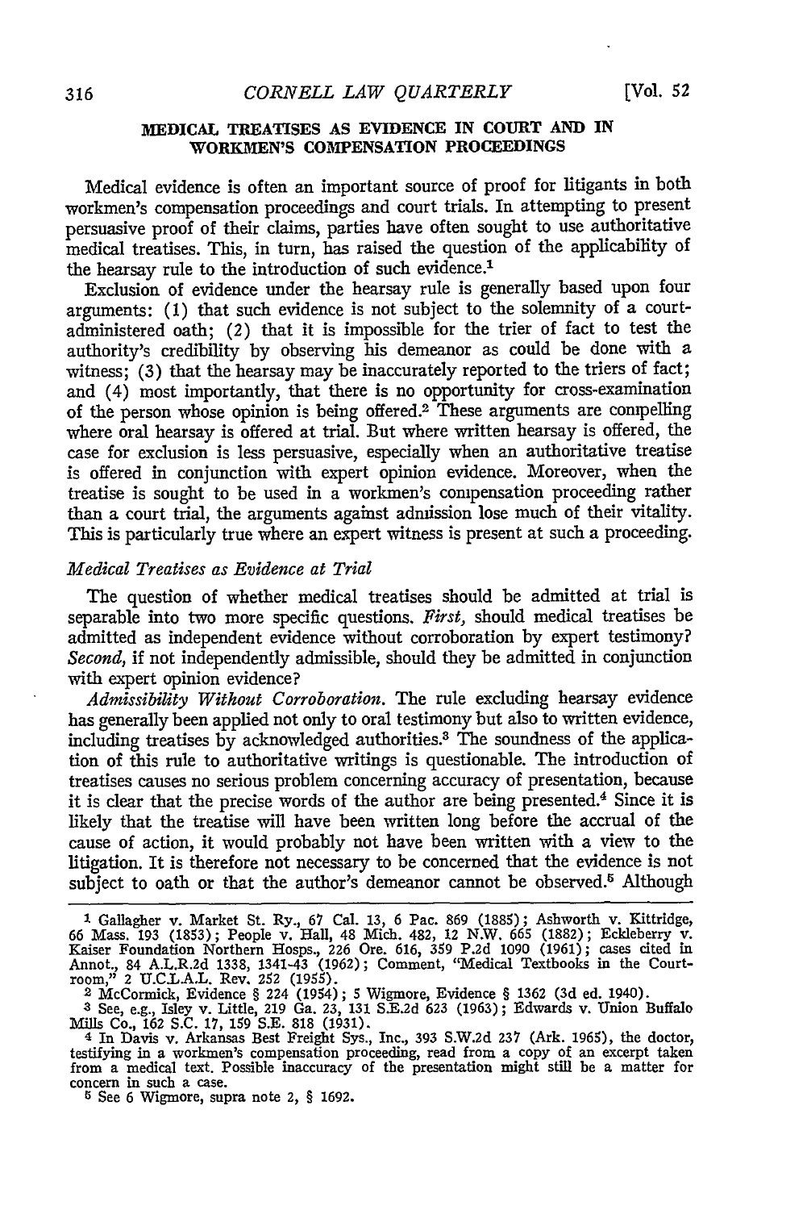## MEDICAL TREATISES AS EVIDENCE IN COURT AND IN WORKMEN'S COMPENSATION PROCEEDINGS

Medical evidence is often an important source of proof for litigants in both workmen's compensation proceedings and court trials. In attempting to present persuasive proof of their claims, parties have often sought to use authoritative medical treatises. This, in turn, has raised the question of the applicability of the hearsay rule to the introduction of such evidence.[1]

Exclusion of evidence under the hearsay rule is generally based upon four arguments: (1) that such evidence is not subject to the solemnity of a court-administered oath; (2) that it is impossible for the trier of fact to test the authority's credibility by observing his demeanor as could be done with a witness; (3) that the hearsay may be inaccurately reported to the triers of fact; and (4) most importantly, that there is no opportunity for cross-examination of the person whose opinion is being offered.[2] These arguments are compelling where oral hearsay is offered at trial. But where written hearsay is offered, the case for exclusion is less persuasive, especially when an authoritative treatise is offered in conjunction with expert opinion evidence. Moreover, when the treatise is sought to be used in a workmen's compensation proceeding rather than a court trial, the arguments against admission lose much of their vitality. This is particularly true where an expert witness is present at such a proceeding.

### *Medical Treatises as Evidence at Trial*

The question of whether medical treatises should be admitted at trial is separable into two more specific questions. *First,* should medical treatises be admitted as independent evidence without corroboration by expert testimony? *Second,* if not independently admissible, should they be admitted in conjunction with expert opinion evidence?

*Admissibility Without Corroboration.* The rule excluding hearsay evidence has generally been applied not only to oral testimony but also to written evidence, including treatises by acknowledged authorities.[3] The soundness of the application of this rule to authoritative writings is questionable. The introduction of treatises causes no serious problem concerning accuracy of presentation, because it is clear that the precise words of the author are being presented.[4] Since it is likely that the treatise will have been written long before the accrual of the cause of action, it would probably not have been written with a view to the litigation. It is therefore not necessary to be concerned that the evidence is not subject to oath or that the author's demeanor cannot be observed.[5] Although

---

1 Gallagher v. Market St. Ry., 67 Cal. 13, 6 Pac. 869 (1885); Ashworth v. Kittridge, 66 Mass. 193 (1853); People v. Hall, 48 Mich. 482, 12 N.W. 665 (1882); Eckleberry v. Kaiser Foundation Northern Hosps., 226 Ore. 616, 359 P.2d 1090 (1961); cases cited in Annot., 84 A.L.R.2d 1338, 1341-43 (1962); Comment, "Medical Textbooks in the Courtroom," 2 U.C.L.A.L. Rev. 252 (1955).

2 McCormick, Evidence § 224 (1954); 5 Wigmore, Evidence § 1362 (3d ed. 1940).

3 See, e.g., Isley v. Little, 219 Ga. 23, 131 S.E.2d 623 (1963); Edwards v. Union Buffalo Mills Co., 162 S.C. 17, 159 S.E. 818 (1931).

4 In Davis v. Arkansas Best Freight Sys., Inc., 393 S.W.2d 237 (Ark. 1965), the doctor, testifying in a workmen's compensation proceeding, read from a copy of an excerpt taken from a medical text. Possible inaccuracy of the presentation might still be a matter for concern in such a case.

5 See 6 Wigmore, supra note 2, § 1692.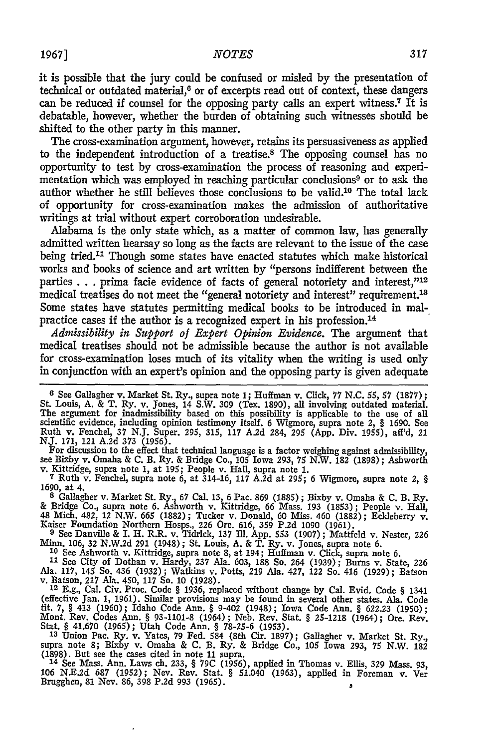it is possible that the jury could be confused or misled by the presentation of technical or outdated material,[6] or of excerpts read out of context, these dangers can be reduced if counsel for the opposing party calls an expert witness.[7] It is debatable, however, whether the burden of obtaining such witnesses should be shifted to the other party in this manner.

The cross-examination argument, however, retains its persuasiveness as applied to the independent introduction of a treatise.[8] The opposing counsel has no opportunity to test by cross-examination the process of reasoning and experimentation which was employed in reaching particular conclusions[9] or to ask the author whether he still believes those conclusions to be valid.[10] The total lack of opportunity for cross-examination makes the admission of authoritative writings at trial without expert corroboration undesirable.

Alabama is the only state which, as a matter of common law, has generally admitted written hearsay so long as the facts are relevant to the issue of the case being tried.[11] Though some states have enacted statutes which make historical works and books of science and art written by "persons indifferent between the parties . . . prima facie evidence of facts of general notoriety and interest,"[12] medical treatises do not meet the "general notoriety and interest" requirement.[13] Some states have statutes permitting medical books to be introduced in malpractice cases if the author is a recognized expert in his profession.[14]

*Admissibility in Support of Expert Opinion Evidence.* The argument that medical treatises should not be admissible because the author is not available for cross-examination loses much of its vitality when the writing is used only in conjunction with an expert's opinion and the opposing party is given adequate

---

[6] See Gallagher v. Market St. Ry., supra note 1; Huffman v. Click, 77 N.C. 55, 57 (1877); St. Louis, A. & T. Ry. v. Jones, 14 S.W. 309 (Tex. 1890), all involving outdated material. The argument for inadmissibility based on this possibility is applicable to the use of all scientific evidence, including opinion testimony itself. 6 Wigmore, supra note 2, § 1690. See Ruth v. Fenchel, 37 N.J. Super. 295, 315, 117 A.2d 284, 295 (App. Div. 1955), aff'd, 21 N.J. 171, 121 A.2d 373 (1956).

For discussion to the effect that technical language is a factor weighing against admissibility, see Bixby v. Omaha & C. B. Ry. & Bridge Co., 105 Iowa 293, 75 N.W. 182 (1898); Ashworth v. Kittridge, supra note 1, at 195; People v. Hall, supra note 1.

[7] Ruth v. Fenchel, supra note 6, at 314-16, 117 A.2d at 295; 6 Wigmore, supra note 2, § 1690, at 4.

[8] Gallagher v. Market St. Ry., 67 Cal. 13, 6 Pac. 869 (1885); Bixby v. Omaha & C. B. Ry. & Bridge Co., supra note 6. Ashworth v. Kittridge, 66 Mass. 193 (1853); People v. Hall, 48 Mich. 482, 12 N.W. 665 (1882); Tucker v. Donald, 60 Miss. 460 (1882); Eckleberry v. Kaiser Foundation Northern Hosps., 226 Ore. 616, 359 P.2d 1090 (1961).

[9] See Danville & I. H. R.R. v. Tidrick, 137 Ill. App. 553 (1907); Mattfeld v. Nester, 226 Minn. 106, 32 N.W.2d 291 (1948); St. Louis, A. & T. Ry. v. Jones, supra note 6.

[10] See Ashworth v. Kittridge, supra note 8, at 194; Huffman v. Click, supra note 6.

[11] See City of Dothan v. Hardy, 237 Ala. 603, 188 So. 264 (1939); Burns v. State, 226 Ala. 117, 145 So. 436 (1932); Watkins v. Potts, 219 Ala. 427, 122 So. 416 (1929); Batson v. Batson, 217 Ala. 450, 117 So. 10 (1928).

[12] E.g., Cal. Civ. Proc. Code § 1936, replaced without change by Cal. Evid. Code § 1341 (effective Jan. 1, 1961). Similar provisions may be found in several other states. Ala. Code tit. 7, § 413 (1960); Idaho Code Ann. § 9-402 (1948); Iowa Code Ann. § 622.23 (1950); Mont. Rev. Codes Ann. § 93-1101-8 (1964); Neb. Rev. Stat. § 25-1218 (1964); Ore. Rev. Stat. § 41.670 (1965); Utah Code Ann. § 78-25-6 (1953).

[13] Union Pac. Ry. v. Yates, 79 Fed. 584 (8th Cir. 1897); Gallagher v. Market St. Ry., supra note 8; Bixby v. Omaha & C. B. Ry. & Bridge Co., 105 Iowa 293, 75 N.W. 182 (1898). But see the cases cited in note 11 supra.

[14] See Mass. Ann. Laws ch. 233, § 79C (1956), applied in Thomas v. Ellis, 329 Mass. 93, 106 N.E.2d 687 (1952); Nev. Rev. Stat. § 51.040 (1963), applied in Foreman v. Ver Brugghen, 81 Nev. 86, 398 P.2d 993 (1965).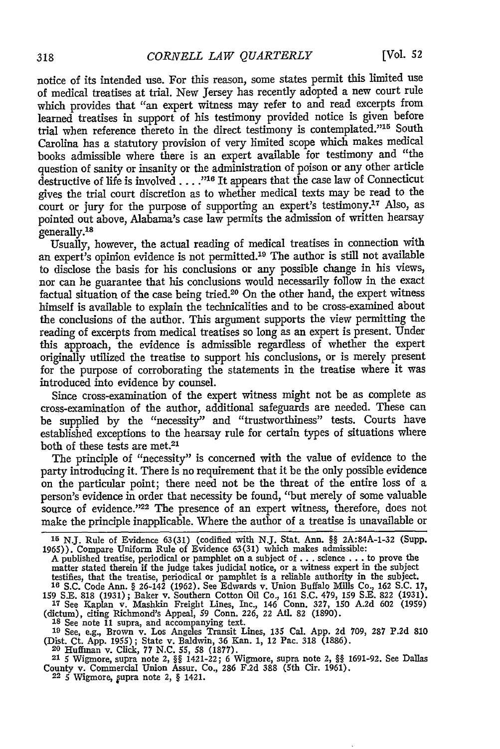notice of its intended use. For this reason, some states permit this limited use of medical treatises at trial. New Jersey has recently adopted a new court rule which provides that "an expert witness may refer to and read excerpts from learned treatises in support of his testimony provided notice is given before trial when reference thereto in the direct testimony is contemplated."[15] South Carolina has a statutory provision of very limited scope which makes medical books admissible where there is an expert available for testimony and "the question of sanity or insanity or the administration of poison or any other article destructive of life is involved . . . ."[16] It appears that the case law of Connecticut gives the trial court discretion as to whether medical texts may be read to the court or jury for the purpose of supporting an expert's testimony.[17] Also, as pointed out above, Alabama's case law permits the admission of written hearsay generally.[18]

Usually, however, the actual reading of medical treatises in connection with an expert's opinion evidence is not permitted.[19] The author is still not available to disclose the basis for his conclusions or any possible change in his views, nor can he guarantee that his conclusions would necessarily follow in the exact factual situation of the case being tried.[20] On the other hand, the expert witness himself is available to explain the technicalities and to be cross-examined about the conclusions of the author. This argument supports the view permitting the reading of excerpts from medical treatises so long as an expert is present. Under this approach, the evidence is admissible regardless of whether the expert originally utilized the treatise to support his conclusions, or is merely present for the purpose of corroborating the statements in the treatise where it was introduced into evidence by counsel.

Since cross-examination of the expert witness might not be as complete as cross-examination of the author, additional safeguards are needed. These can be supplied by the "necessity" and "trustworthiness" tests. Courts have established exceptions to the hearsay rule for certain types of situations where both of these tests are met.[21]

The principle of "necessity" is concerned with the value of evidence to the party introducing it. There is no requirement that it be the only possible evidence on the particular point; there need not be the threat of the entire loss of a person's evidence in order that necessity be found, "but merely of some valuable source of evidence."[22] The presence of an expert witness, therefore, does not make the principle inapplicable. Where the author of a treatise is unavailable or

---

[15] N.J. Rule of Evidence 63(31) (codified with N.J. Stat. Ann. §§ 2A:84A-1-32 (Supp. 1965)). Compare Uniform Rule of Evidence 63(31) which makes admissible:

A published treatise, periodical or pamphlet on a subject of . . . science . . . to prove the matter stated therein if the judge takes judicial notice, or a witness expert in the subject testifies, that the treatise, periodical or pamphlet is a reliable authority in the subject.

[16] S.C. Code Ann. § 26-142 (1962). See Edwards v. Union Buffalo Mills Co., 162 S.C. 17, 159 S.E. 818 (1931); Baker v. Southern Cotton Oil Co., 161 S.C. 479, 159 S.E. 822 (1931).

[17] See Kaplan v. Mashkin Freight Lines, Inc., 146 Conn. 327, 150 A.2d 602 (1959) (dictum), citing Richmond's Appeal, 59 Conn. 226, 22 Atl. 82 (1890).

[18] See note 11 supra, and accompanying text.

[19] See, e.g., Brown v. Los Angeles Transit Lines, 135 Cal. App. 2d 709, 287 P.2d 810 (Dist. Ct. App. 1955); State v. Baldwin, 36 Kan. 1, 12 Pac. 318 (1886).

[20] Huffman v. Click, 77 N.C. 55, 58 (1877).

[21] 5 Wigmore, supra note 2, §§ 1421-22; 6 Wigmore, supra note 2, §§ 1691-92. See Dallas County v. Commercial Union Assur. Co., 286 F.2d 388 (5th Cir. 1961).

[22] 5 Wigmore, supra note 2, § 1421.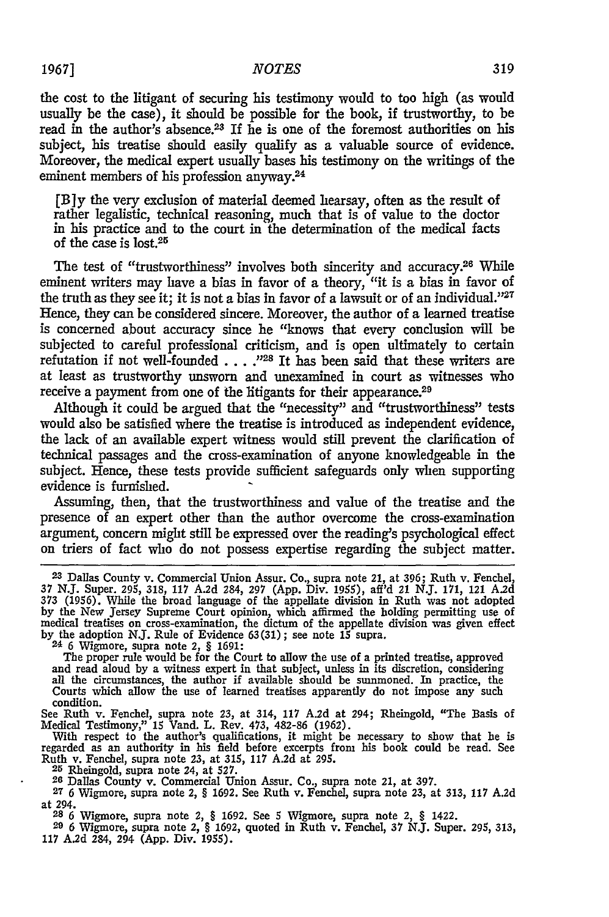the cost to the litigant of securing his testimony would to too high (as would usually be the case), it should be possible for the book, if trustworthy, to be read in the author's absence.[23] If he is one of the foremost authorities on his subject, his treatise should easily qualify as a valuable source of evidence. Moreover, the medical expert usually bases his testimony on the writings of the eminent members of his profession anyway.[24]

> [B]y the very exclusion of material deemed hearsay, often as the result of rather legalistic, technical reasoning, much that is of value to the doctor in his practice and to the court in the determination of the medical facts of the case is lost.[25]

The test of "trustworthiness" involves both sincerity and accuracy.[26] While eminent writers may have a bias in favor of a theory, "it is a bias in favor of the truth as they see it; it is not a bias in favor of a lawsuit or of an individual."[27] Hence, they can be considered sincere. Moreover, the author of a learned treatise is concerned about accuracy since he "knows that every conclusion will be subjected to careful professional criticism, and is open ultimately to certain refutation if not well-founded . . . ."[28] It has been said that these writers are at least as trustworthy unsworn and unexamined in court as witnesses who receive a payment from one of the litigants for their appearance.[29]

Although it could be argued that the "necessity" and "trustworthiness" tests would also be satisfied where the treatise is introduced as independent evidence, the lack of an available expert witness would still prevent the clarification of technical passages and the cross-examination of anyone knowledgeable in the subject. Hence, these tests provide sufficient safeguards only when supporting evidence is furnished.

Assuming, then, that the trustworthiness and value of the treatise and the presence of an expert other than the author overcome the cross-examination argument, concern might still be expressed over the reading's psychological effect on triers of fact who do not possess expertise regarding the subject matter.

---

[23] Dallas County v. Commercial Union Assur. Co., supra note 21, at 396; Ruth v. Fenchel, 37 N.J. Super. 295, 318, 117 A.2d 284, 297 (App. Div. 1955), aff'd 21 N.J. 171, 121 A.2d 373 (1956). While the broad language of the appellate division in Ruth was not adopted by the New Jersey Supreme Court opinion, which affirmed the holding permitting use of medical treatises on cross-examination, the dictum of the appellate division was given effect by the adoption N.J. Rule of Evidence 63(31); see note 15 supra.

[24] 6 Wigmore, supra note 2, § 1691:

> The proper rule would be for the Court to allow the use of a printed treatise, approved and read aloud by a witness expert in that subject, unless in its discretion, considering all the circumstances, the author if available should be summoned. In practice, the Courts which allow the use of learned treatises apparently do not impose any such condition.

See Ruth v. Fenchel, supra note 23, at 314, 117 A.2d at 294; Rheingold, "The Basis of Medical Testimony," 15 Vand. L. Rev. 473, 482-86 (1962).

With respect to the author's qualifications, it might be necessary to show that he is regarded as an authority in his field before excerpts from his book could be read. See Ruth v. Fenchel, supra note 23, at 315, 117 A.2d at 295.

[25] Rheingold, supra note 24, at 527.

[26] Dallas County v. Commercial Union Assur. Co., supra note 21, at 397.

[27] 6 Wigmore, supra note 2, § 1692. See Ruth v. Fenchel, supra note 23, at 313, 117 A.2d at 294.

[28] 6 Wigmore, supra note 2, § 1692. See 5 Wigmore, supra note 2, § 1422.

[29] 6 Wigmore, supra note 2, § 1692, quoted in Ruth v. Fenchel, 37 N.J. Super. 295, 313, 117 A.2d 284, 294 (App. Div. 1955).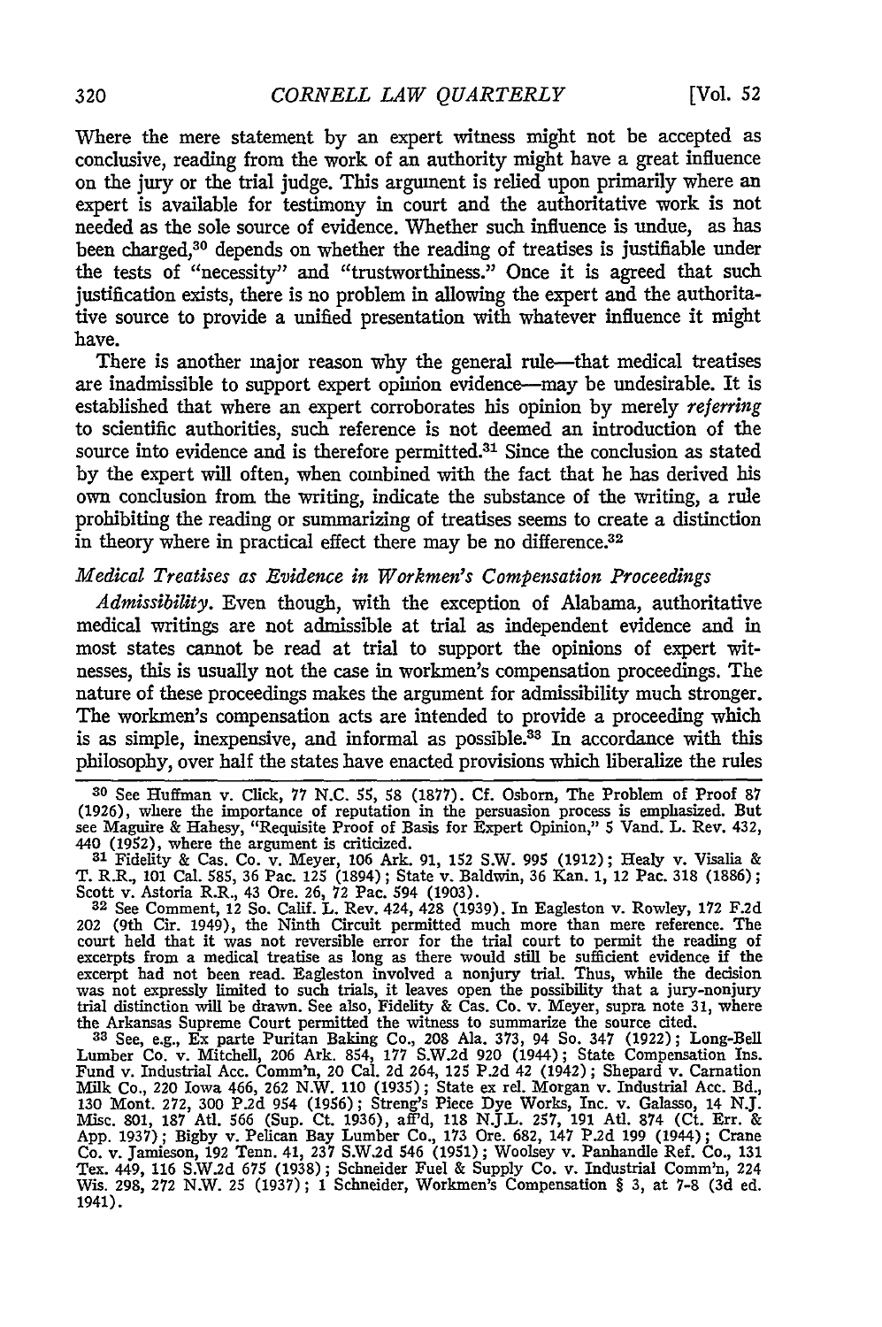Where the mere statement by an expert witness might not be accepted as conclusive, reading from the work of an authority might have a great influence on the jury or the trial judge. This argument is relied upon primarily where an expert is available for testimony in court and the authoritative work is not needed as the sole source of evidence. Whether such influence is undue, as has been charged,[30] depends on whether the reading of treatises is justifiable under the tests of "necessity" and "trustworthiness." Once it is agreed that such justification exists, there is no problem in allowing the expert and the authoritative source to provide a unified presentation with whatever influence it might have.

There is another major reason why the general rule—that medical treatises are inadmissible to support expert opinion evidence—may be undesirable. It is established that where an expert corroborates his opinion by merely *referring* to scientific authorities, such reference is not deemed an introduction of the source into evidence and is therefore permitted.[31] Since the conclusion as stated by the expert will often, when combined with the fact that he has derived his own conclusion from the writing, indicate the substance of the writing, a rule prohibiting the reading or summarizing of treatises seems to create a distinction in theory where in practical effect there may be no difference.[32]

### *Medical Treatises as Evidence in Workmen's Compensation Proceedings*

*Admissibility.* Even though, with the exception of Alabama, authoritative medical writings are not admissible at trial as independent evidence and in most states cannot be read at trial to support the opinions of expert witnesses, this is usually not the case in workmen's compensation proceedings. The nature of these proceedings makes the argument for admissibility much stronger. The workmen's compensation acts are intended to provide a proceeding which is as simple, inexpensive, and informal as possible.[33] In accordance with this philosophy, over half the states have enacted provisions which liberalize the rules

---

[30] See Huffman v. Click, 77 N.C. 55, 58 (1877). Cf. Osborn, The Problem of Proof 87 (1926), where the importance of reputation in the persuasion process is emphasized. But see Maguire & Hahesy, "Requisite Proof of Basis for Expert Opinion," 5 Vand. L. Rev. 432, 440 (1952), where the argument is criticized.

[31] Fidelity & Cas. Co. v. Meyer, 106 Ark. 91, 152 S.W. 995 (1912); Healy v. Visalia & T. R.R., 101 Cal. 585, 36 Pac. 125 (1894); State v. Baldwin, 36 Kan. 1, 12 Pac. 318 (1886); Scott v. Astoria R.R., 43 Ore. 26, 72 Pac. 594 (1903).

[32] See Comment, 12 So. Calif. L. Rev. 424, 428 (1939). In Eagleston v. Rowley, 172 F.2d 202 (9th Cir. 1949), the Ninth Circuit permitted much more than mere reference. The court held that it was not reversible error for the trial court to permit the reading of excerpts from a medical treatise as long as there would still be sufficient evidence if the excerpt had not been read. Eagleston involved a nonjury trial. Thus, while the decision was not expressly limited to such trials, it leaves open the possibility that a jury-nonjury trial distinction will be drawn. See also, Fidelity & Cas. Co. v. Meyer, supra note 31, where the Arkansas Supreme Court permitted the witness to summarize the source cited.

[33] See, e.g., Ex parte Puritan Baking Co., 208 Ala. 373, 94 So. 347 (1922); Long-Bell Lumber Co. v. Mitchell, 206 Ark. 854, 177 S.W.2d 920 (1944); State Compensation Ins. Fund v. Industrial Acc. Comm'n, 20 Cal. 2d 264, 125 P.2d 42 (1942); Shepard v. Carnation Milk Co., 220 Iowa 466, 262 N.W. 110 (1935); State ex rel. Morgan v. Industrial Acc. Bd., 130 Mont. 272, 300 P.2d 954 (1956); Streng's Piece Dye Works, Inc. v. Galasso, 14 N.J. Misc. 801, 187 Atl. 566 (Sup. Ct. 1936), aff'd, 118 N.J.L. 257, 191 Atl. 874 (Ct. Err. & App. 1937); Bigby v. Pelican Bay Lumber Co., 173 Ore. 682, 147 P.2d 199 (1944); Crane Co. v. Jamieson, 192 Tenn. 41, 237 S.W.2d 546 (1951); Woolsey v. Panhandle Ref. Co., 131 Tex. 449, 116 S.W.2d 675 (1938); Schneider Fuel & Supply Co. v. Industrial Comm'n, 224 Wis. 298, 272 N.W. 25 (1937); 1 Schneider, Workmen's Compensation § 3, at 7-8 (3d ed. 1941).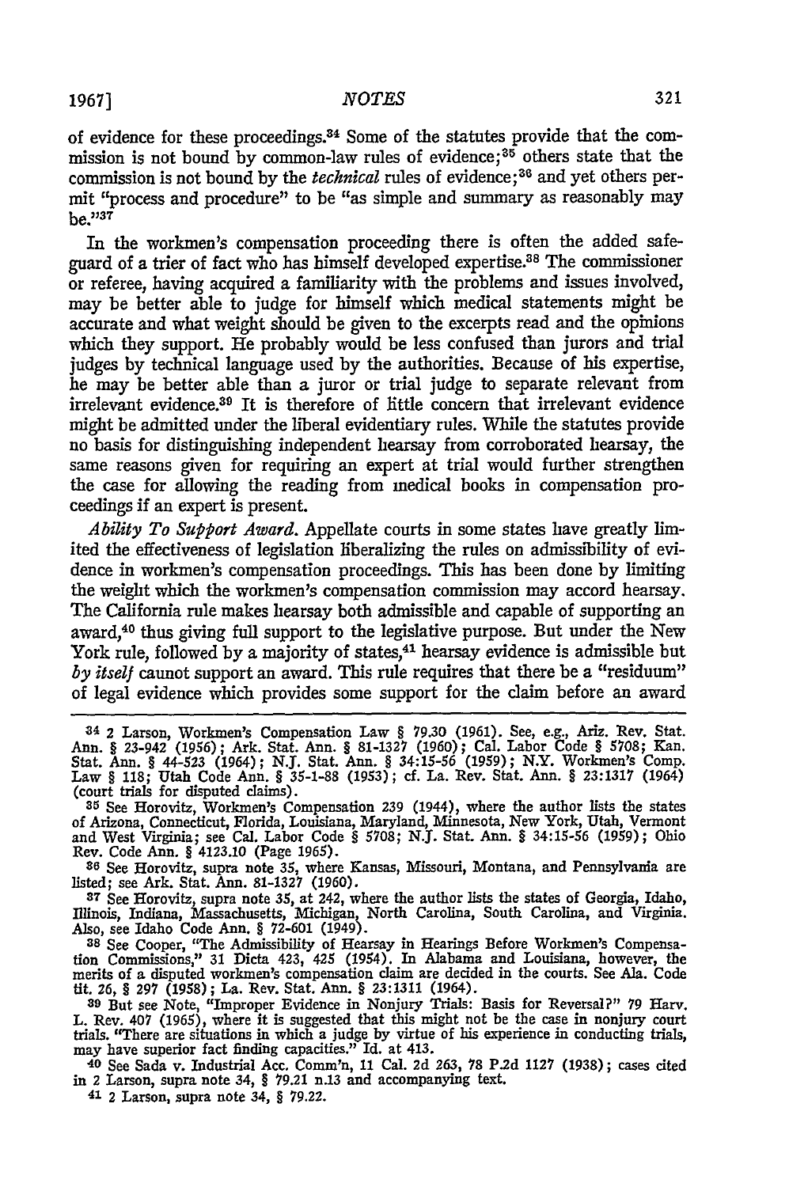of evidence for these proceedings.[34] Some of the statutes provide that the commission is not bound by common-law rules of evidence;[35] others state that the commission is not bound by the *technical* rules of evidence;[36] and yet others permit "process and procedure" to be "as simple and summary as reasonably may be."[37]

In the workmen's compensation proceeding there is often the added safeguard of a trier of fact who has himself developed expertise.[38] The commissioner or referee, having acquired a familiarity with the problems and issues involved, may be better able to judge for himself which medical statements might be accurate and what weight should be given to the excerpts read and the opinions which they support. He probably would be less confused than jurors and trial judges by technical language used by the authorities. Because of his expertise, he may be better able than a juror or trial judge to separate relevant from irrelevant evidence.[39] It is therefore of little concern that irrelevant evidence might be admitted under the liberal evidentiary rules. While the statutes provide no basis for distinguishing independent hearsay from corroborated hearsay, the same reasons given for requiring an expert at trial would further strengthen the case for allowing the reading from medical books in compensation proceedings if an expert is present.

*Ability To Support Award.* Appellate courts in some states have greatly limited the effectiveness of legislation liberalizing the rules on admissibility of evidence in workmen's compensation proceedings. This has been done by limiting the weight which the workmen's compensation commission may accord hearsay. The California rule makes hearsay both admissible and capable of supporting an award,[40] thus giving full support to the legislative purpose. But under the New York rule, followed by a majority of states,[41] hearsay evidence is admissible but *by itself* cannot support an award. This rule requires that there be a "residuum" of legal evidence which provides some support for the claim before an award

---

[34] 2 Larson, Workmen's Compensation Law § 79.30 (1961). See, e.g., Ariz. Rev. Stat. Ann. § 23-942 (1956); Ark. Stat. Ann. § 81-1327 (1960); Cal. Labor Code § 5708; Kan. Stat. Ann. § 44-523 (1964); N.J. Stat. Ann. § 34:15-56 (1959); N.Y. Workmen's Comp. Law § 118; Utah Code Ann. § 35-1-88 (1953); cf. La. Rev. Stat. Ann. § 23:1317 (1964) (court trials for disputed claims).

[35] See Horovitz, Workmen's Compensation 239 (1944), where the author lists the states of Arizona, Connecticut, Florida, Louisiana, Maryland, Minnesota, New York, Utah, Vermont and West Virginia; see Cal. Labor Code § 5708; N.J. Stat. Ann. § 34:15-56 (1959); Ohio Rev. Code Ann. § 4123.10 (Page 1965).

[36] See Horovitz, supra note 35, where Kansas, Missouri, Montana, and Pennsylvania are listed; see Ark. Stat. Ann. 81-1327 (1960).

[37] See Horovitz, supra note 35, at 242, where the author lists the states of Georgia, Idaho, Illinois, Indiana, Massachusetts, Michigan, North Carolina, South Carolina, and Virginia. Also, see Idaho Code Ann. § 72-601 (1949).

[38] See Cooper, "The Admissibility of Hearsay in Hearings Before Workmen's Compensation Commissions," 31 Dicta 423, 425 (1954). In Alabama and Louisiana, however, the merits of a disputed workmen's compensation claim are decided in the courts. See Ala. Code tit. 26, § 297 (1958); La. Rev. Stat. Ann. § 23:1311 (1964).

[39] But see Note, "Improper Evidence in Nonjury Trials: Basis for Reversal?" 79 Harv. L. Rev. 407 (1965), where it is suggested that this might not be the case in nonjury court trials. "There are situations in which a judge by virtue of his experience in conducting trials, may have superior fact finding capacities." Id. at 413.

[40] See Sada v. Industrial Acc. Comm'n, 11 Cal. 2d 263, 78 P.2d 1127 (1938); cases cited in 2 Larson, supra note 34, § 79.21 n.13 and accompanying text.

[41] 2 Larson, supra note 34, § 79.22.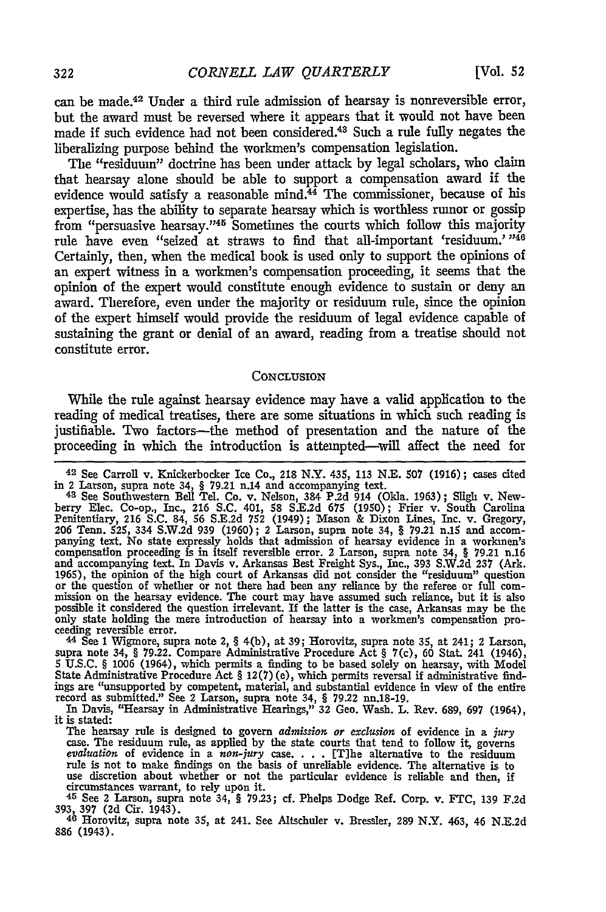can be made.[42] Under a third rule admission of hearsay is nonreversible error, but the award must be reversed where it appears that it would not have been made if such evidence had not been considered.[43] Such a rule fully negates the liberalizing purpose behind the workmen's compensation legislation.

The "residuum" doctrine has been under attack by legal scholars, who claim that hearsay alone should be able to support a compensation award if the evidence would satisfy a reasonable mind.[44] The commissioner, because of his expertise, has the ability to separate hearsay which is worthless rumor or gossip from "persuasive hearsay."[45] Sometimes the courts which follow this majority rule have even "seized at straws to find that all-important 'residuum.' "[46] Certainly, then, when the medical book is used only to support the opinions of an expert witness in a workmen's compensation proceeding, it seems that the opinion of the expert would constitute enough evidence to sustain or deny an award. Therefore, even under the majority or residuum rule, since the opinion of the expert himself would provide the residuum of legal evidence capable of sustaining the grant or denial of an award, reading from a treatise should not constitute error.

## Conclusion

While the rule against hearsay evidence may have a valid application to the reading of medical treatises, there are some situations in which such reading is justifiable. Two factors—the method of presentation and the nature of the proceeding in which the introduction is attempted—will affect the need for

---

42 See Carroll v. Knickerbocker Ice Co., 218 N.Y. 435, 113 N.E. 507 (1916); cases cited in 2 Larson, supra note 34, § 79.21 n.14 and accompanying text.

43 See Southwestern Bell Tel. Co. v. Nelson, 384 P.2d 914 (Okla. 1963); Sligh v. Newberry Elec. Co-op., Inc., 216 S.C. 401, 58 S.E.2d 675 (1950); Frier v. South Carolina Penitentiary, 216 S.C. 84, 56 S.E.2d 752 (1949); Mason & Dixon Lines, Inc. v. Gregory, 206 Tenn. 525, 334 S.W.2d 939 (1960); 2 Larson, supra note 34, § 79.21 n.15 and accompanying text. No state expressly holds that admission of hearsay evidence in a workmen's compensation proceeding is in itself reversible error. 2 Larson, supra note 34, § 79.21 n.16 and accompanying text. In Davis v. Arkansas Best Freight Sys., Inc., 393 S.W.2d 237 (Ark. 1965), the opinion of the high court of Arkansas did not consider the "residuum" question or the question of whether or not there had been any reliance by the referee or full commission on the hearsay evidence. The court may have assumed such reliance, but it is also possible it considered the question irrelevant. If the latter is the case, Arkansas may be the only state holding the mere introduction of hearsay into a workmen's compensation proceeding reversible error.

44 See 1 Wigmore, supra note 2, § 4(b), at 39; Horovitz, supra note 35, at 241; 2 Larson, supra note 34, § 79.22. Compare Administrative Procedure Act § 7(c), 60 Stat. 241 (1946), 5 U.S.C. § 1006 (1964), which permits a finding to be based solely on hearsay, with Model State Administrative Procedure Act § 12(7)(e), which permits reversal if administrative findings are "unsupported by competent, material, and substantial evidence in view of the entire record as submitted." See 2 Larson, supra note 34, § 79.22 nn.18-19.

In Davis, "Hearsay in Administrative Hearings," 32 Geo. Wash. L. Rev. 689, 697 (1964), it is stated:

The hearsay rule is designed to govern *admission or exclusion* of evidence in a *jury* case. The residuum rule, as applied by the state courts that tend to follow it, governs *evaluation* of evidence in a *non-jury* case. . . . [T]he alternative to the residuum rule is not to make findings on the basis of unreliable evidence. The alternative is to use discretion about whether or not the particular evidence is reliable and then, if circumstances warrant, to rely upon it.

45 See 2 Larson, supra note 34, § 79.23; cf. Phelps Dodge Ref. Corp. v. FTC, 139 F.2d 393, 397 (2d Cir. 1943).

46 Horovitz, supra note 35, at 241. See Altschuler v. Bressler, 289 N.Y. 463, 46 N.E.2d 886 (1943).